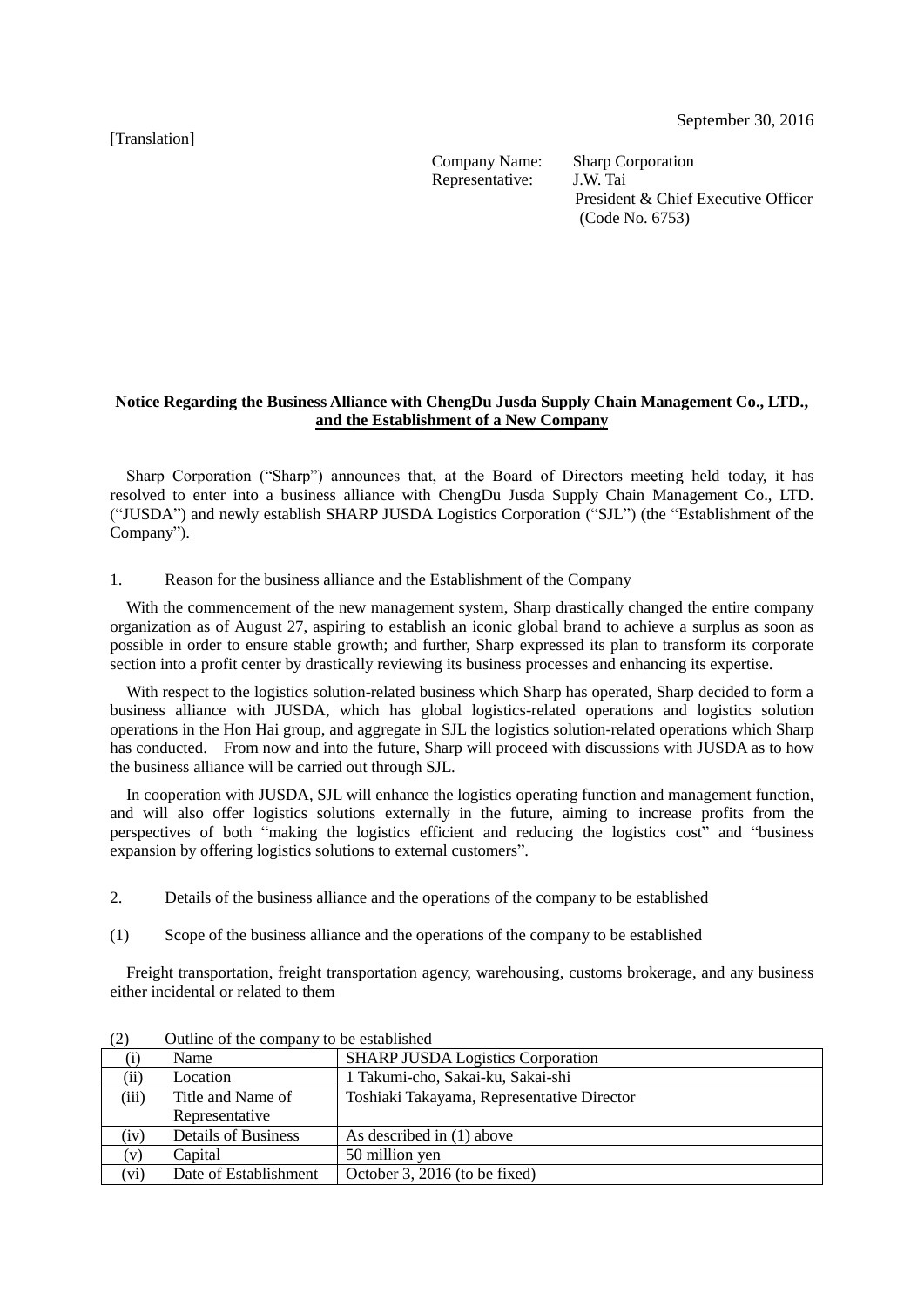[Translation]

September 30, 2016

Company Name: Sharp Corporation
Representative: J.W. Tai
President & Chief Executive Officer
(Code No. 6753)

**Notice Regarding the Business Alliance with ChengDu Jusda Supply Chain Management Co., LTD., and the Establishment of a New Company**

Sharp Corporation ("Sharp") announces that, at the Board of Directors meeting held today, it has resolved to enter into a business alliance with ChengDu Jusda Supply Chain Management Co., LTD. ("JUSDA") and newly establish SHARP JUSDA Logistics Corporation ("SJL") (the "Establishment of the Company").

1. Reason for the business alliance and the Establishment of the Company

With the commencement of the new management system, Sharp drastically changed the entire company organization as of August 27, aspiring to establish an iconic global brand to achieve a surplus as soon as possible in order to ensure stable growth; and further, Sharp expressed its plan to transform its corporate section into a profit center by drastically reviewing its business processes and enhancing its expertise.

With respect to the logistics solution-related business which Sharp has operated, Sharp decided to form a business alliance with JUSDA, which has global logistics-related operations and logistics solution operations in the Hon Hai group, and aggregate in SJL the logistics solution-related operations which Sharp has conducted. From now and into the future, Sharp will proceed with discussions with JUSDA as to how the business alliance will be carried out through SJL.

In cooperation with JUSDA, SJL will enhance the logistics operating function and management function, and will also offer logistics solutions externally in the future, aiming to increase profits from the perspectives of both "making the logistics efficient and reducing the logistics cost" and "business expansion by offering logistics solutions to external customers".

2. Details of the business alliance and the operations of the company to be established

(1) Scope of the business alliance and the operations of the company to be established

Freight transportation, freight transportation agency, warehousing, customs brokerage, and any business either incidental or related to them

(2) Outline of the company to be established

| | | |
|---|---|---|
| (i) | Name | SHARP JUSDA Logistics Corporation |
| (ii) | Location | 1 Takumi-cho, Sakai-ku, Sakai-shi |
| (iii) | Title and Name of Representative | Toshiaki Takayama, Representative Director |
| (iv) | Details of Business | As described in (1) above |
| (v) | Capital | 50 million yen |
| (vi) | Date of Establishment | October 3, 2016 (to be fixed) |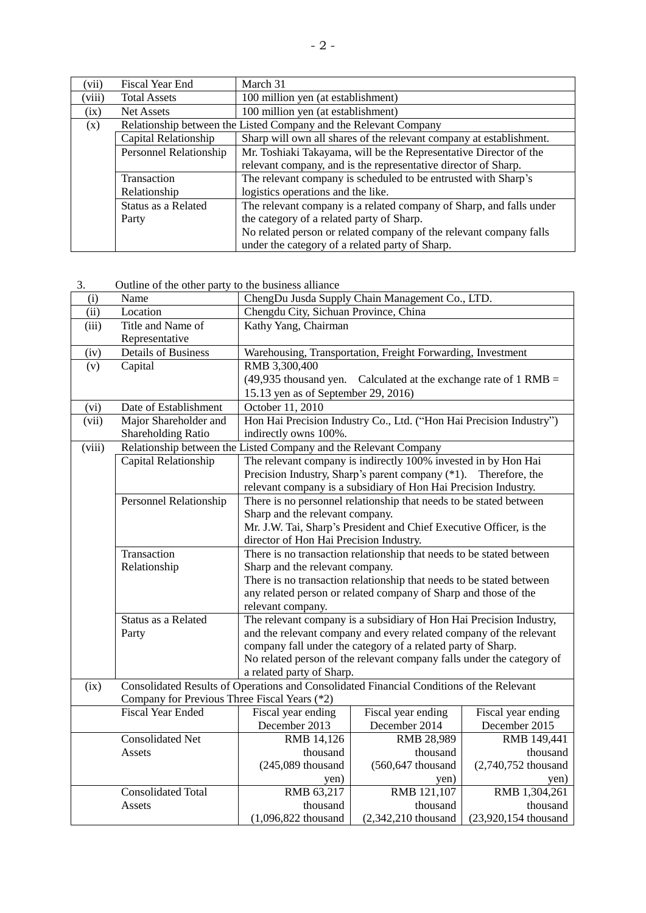| (vii) | Fiscal Year End | March 31 |
|---|---|---|
| (viii) | Total Assets | 100 million yen (at establishment) |
| (ix) | Net Assets | 100 million yen (at establishment) |
| (x) | Relationship between the Listed Company and the Relevant Company | |
| | Capital Relationship | Sharp will own all shares of the relevant company at establishment. |
| | Personnel Relationship | Mr. Toshiaki Takayama, will be the Representative Director of the relevant company, and is the representative director of Sharp. |
| | Transaction Relationship | The relevant company is scheduled to be entrusted with Sharp's logistics operations and the like. |
| | Status as a Related Party | The relevant company is a related company of Sharp, and falls under the category of a related party of Sharp. No related person or related company of the relevant company falls under the category of a related party of Sharp. |

3. Outline of the other party to the business alliance

| (i) | Name | ChengDu Jusda Supply Chain Management Co., LTD. | | |
|---|---|---|---|---|
| (ii) | Location | Chengdu City, Sichuan Province, China | | |
| (iii) | Title and Name of Representative | Kathy Yang, Chairman | | |
| (iv) | Details of Business | Warehousing, Transportation, Freight Forwarding, Investment | | |
| (v) | Capital | RMB 3,300,400 (49,935 thousand yen. Calculated at the exchange rate of 1 RMB = 15.13 yen as of September 29, 2016) | | |
| (vi) | Date of Establishment | October 11, 2010 | | |
| (vii) | Major Shareholder and Shareholding Ratio | Hon Hai Precision Industry Co., Ltd. ("Hon Hai Precision Industry") indirectly owns 100%. | | |
| (viii) | Relationship between the Listed Company and the Relevant Company | | | |
| | Capital Relationship | The relevant company is indirectly 100% invested in by Hon Hai Precision Industry, Sharp's parent company (*1). Therefore, the relevant company is a subsidiary of Hon Hai Precision Industry. | | |
| | Personnel Relationship | There is no personnel relationship that needs to be stated between Sharp and the relevant company. Mr. J.W. Tai, Sharp's President and Chief Executive Officer, is the director of Hon Hai Precision Industry. | | |
| | Transaction Relationship | There is no transaction relationship that needs to be stated between Sharp and the relevant company. There is no transaction relationship that needs to be stated between any related person or related company of Sharp and those of the relevant company. | | |
| | Status as a Related Party | The relevant company is a subsidiary of Hon Hai Precision Industry, and the relevant company and every related company of the relevant company fall under the category of a related party of Sharp. No related person of the relevant company falls under the category of a related party of Sharp. | | |
| (ix) | Consolidated Results of Operations and Consolidated Financial Conditions of the Relevant Company for Previous Three Fiscal Years (*2) | | | |
| | Fiscal Year Ended | Fiscal year ending December 2013 | Fiscal year ending December 2014 | Fiscal year ending December 2015 |
| | Consolidated Net Assets | RMB 14,126 thousand (245,089 thousand yen) | RMB 28,989 thousand (560,647 thousand yen) | RMB 149,441 thousand (2,740,752 thousand yen) |
| | Consolidated Total Assets | RMB 63,217 thousand (1,096,822 thousand | RMB 121,107 thousand (2,342,210 thousand | RMB 1,304,261 thousand (23,920,154 thousand |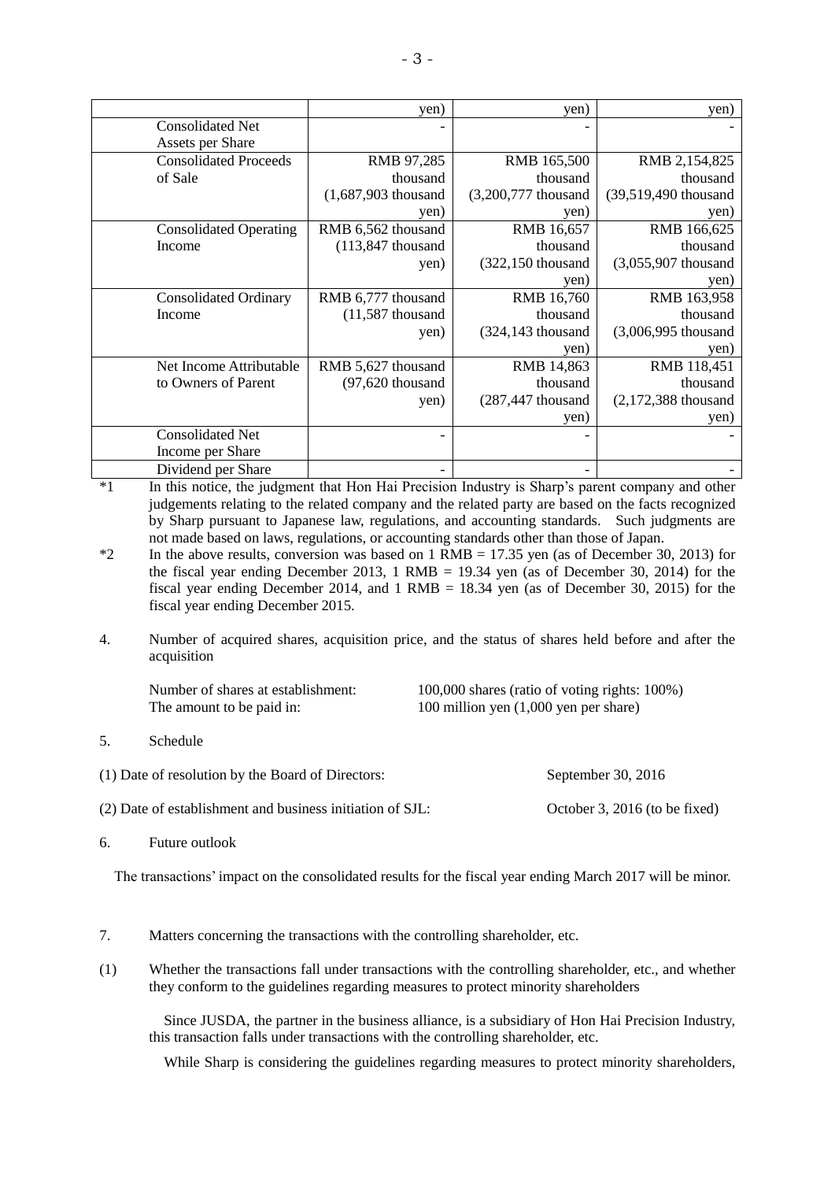| | | | |
|---|---|---|---|
| | yen) | yen) | yen) |
| Consolidated Net Assets per Share | - | - | - |
| Consolidated Proceeds of Sale | RMB 97,285 thousand (1,687,903 thousand yen) | RMB 165,500 thousand (3,200,777 thousand yen) | RMB 2,154,825 thousand (39,519,490 thousand yen) |
| Consolidated Operating Income | RMB 6,562 thousand (113,847 thousand yen) | RMB 16,657 thousand (322,150 thousand yen) | RMB 166,625 thousand (3,055,907 thousand yen) |
| Consolidated Ordinary Income | RMB 6,777 thousand (11,587 thousand yen) | RMB 16,760 thousand (324,143 thousand yen) | RMB 163,958 thousand (3,006,995 thousand yen) |
| Net Income Attributable to Owners of Parent | RMB 5,627 thousand (97,620 thousand yen) | RMB 14,863 thousand (287,447 thousand yen) | RMB 118,451 thousand (2,172,388 thousand yen) |
| Consolidated Net Income per Share | - | - | - |
| Dividend per Share | - | - | - |

*1 In this notice, the judgment that Hon Hai Precision Industry is Sharp's parent company and other judgements relating to the related company and the related party are based on the facts recognized by Sharp pursuant to Japanese law, regulations, and accounting standards. Such judgments are not made based on laws, regulations, or accounting standards other than those of Japan.

*2 In the above results, conversion was based on 1 RMB = 17.35 yen (as of December 30, 2013) for the fiscal year ending December 2013, 1 RMB = 19.34 yen (as of December 30, 2014) for the fiscal year ending December 2014, and 1 RMB = 18.34 yen (as of December 30, 2015) for the fiscal year ending December 2015.

4. Number of acquired shares, acquisition price, and the status of shares held before and after the acquisition

Number of shares at establishment: 100,000 shares (ratio of voting rights: 100%)
The amount to be paid in: 100 million yen (1,000 yen per share)

5. Schedule

(1) Date of resolution by the Board of Directors: September 30, 2016

(2) Date of establishment and business initiation of SJL: October 3, 2016 (to be fixed)

6. Future outlook

The transactions' impact on the consolidated results for the fiscal year ending March 2017 will be minor.

7. Matters concerning the transactions with the controlling shareholder, etc.

(1) Whether the transactions fall under transactions with the controlling shareholder, etc., and whether they conform to the guidelines regarding measures to protect minority shareholders

Since JUSDA, the partner in the business alliance, is a subsidiary of Hon Hai Precision Industry, this transaction falls under transactions with the controlling shareholder, etc.

While Sharp is considering the guidelines regarding measures to protect minority shareholders,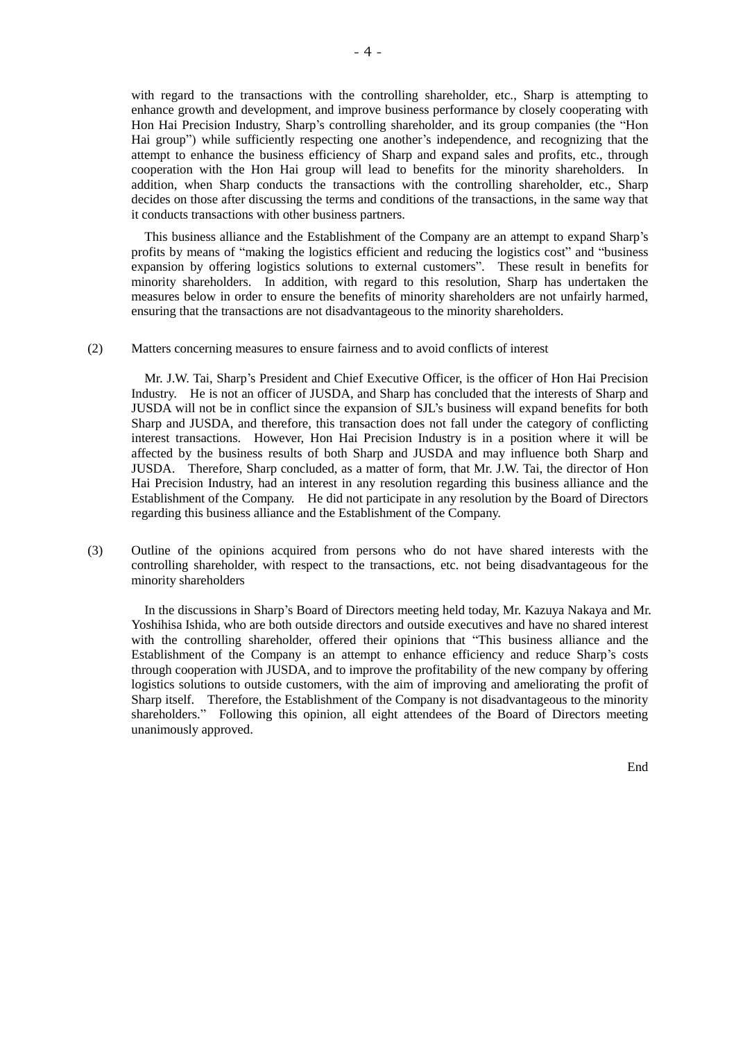with regard to the transactions with the controlling shareholder, etc., Sharp is attempting to enhance growth and development, and improve business performance by closely cooperating with Hon Hai Precision Industry, Sharp's controlling shareholder, and its group companies (the "Hon Hai group") while sufficiently respecting one another's independence, and recognizing that the attempt to enhance the business efficiency of Sharp and expand sales and profits, etc., through cooperation with the Hon Hai group will lead to benefits for the minority shareholders. In addition, when Sharp conducts the transactions with the controlling shareholder, etc., Sharp decides on those after discussing the terms and conditions of the transactions, in the same way that it conducts transactions with other business partners.

This business alliance and the Establishment of the Company are an attempt to expand Sharp's profits by means of "making the logistics efficient and reducing the logistics cost" and "business expansion by offering logistics solutions to external customers". These result in benefits for minority shareholders. In addition, with regard to this resolution, Sharp has undertaken the measures below in order to ensure the benefits of minority shareholders are not unfairly harmed, ensuring that the transactions are not disadvantageous to the minority shareholders.

(2) Matters concerning measures to ensure fairness and to avoid conflicts of interest

Mr. J.W. Tai, Sharp's President and Chief Executive Officer, is the officer of Hon Hai Precision Industry. He is not an officer of JUSDA, and Sharp has concluded that the interests of Sharp and JUSDA will not be in conflict since the expansion of SJL's business will expand benefits for both Sharp and JUSDA, and therefore, this transaction does not fall under the category of conflicting interest transactions. However, Hon Hai Precision Industry is in a position where it will be affected by the business results of both Sharp and JUSDA and may influence both Sharp and JUSDA. Therefore, Sharp concluded, as a matter of form, that Mr. J.W. Tai, the director of Hon Hai Precision Industry, had an interest in any resolution regarding this business alliance and the Establishment of the Company. He did not participate in any resolution by the Board of Directors regarding this business alliance and the Establishment of the Company.

(3) Outline of the opinions acquired from persons who do not have shared interests with the controlling shareholder, with respect to the transactions, etc. not being disadvantageous for the minority shareholders

In the discussions in Sharp's Board of Directors meeting held today, Mr. Kazuya Nakaya and Mr. Yoshihisa Ishida, who are both outside directors and outside executives and have no shared interest with the controlling shareholder, offered their opinions that "This business alliance and the Establishment of the Company is an attempt to enhance efficiency and reduce Sharp's costs through cooperation with JUSDA, and to improve the profitability of the new company by offering logistics solutions to outside customers, with the aim of improving and ameliorating the profit of Sharp itself. Therefore, the Establishment of the Company is not disadvantageous to the minority shareholders." Following this opinion, all eight attendees of the Board of Directors meeting unanimously approved.

End